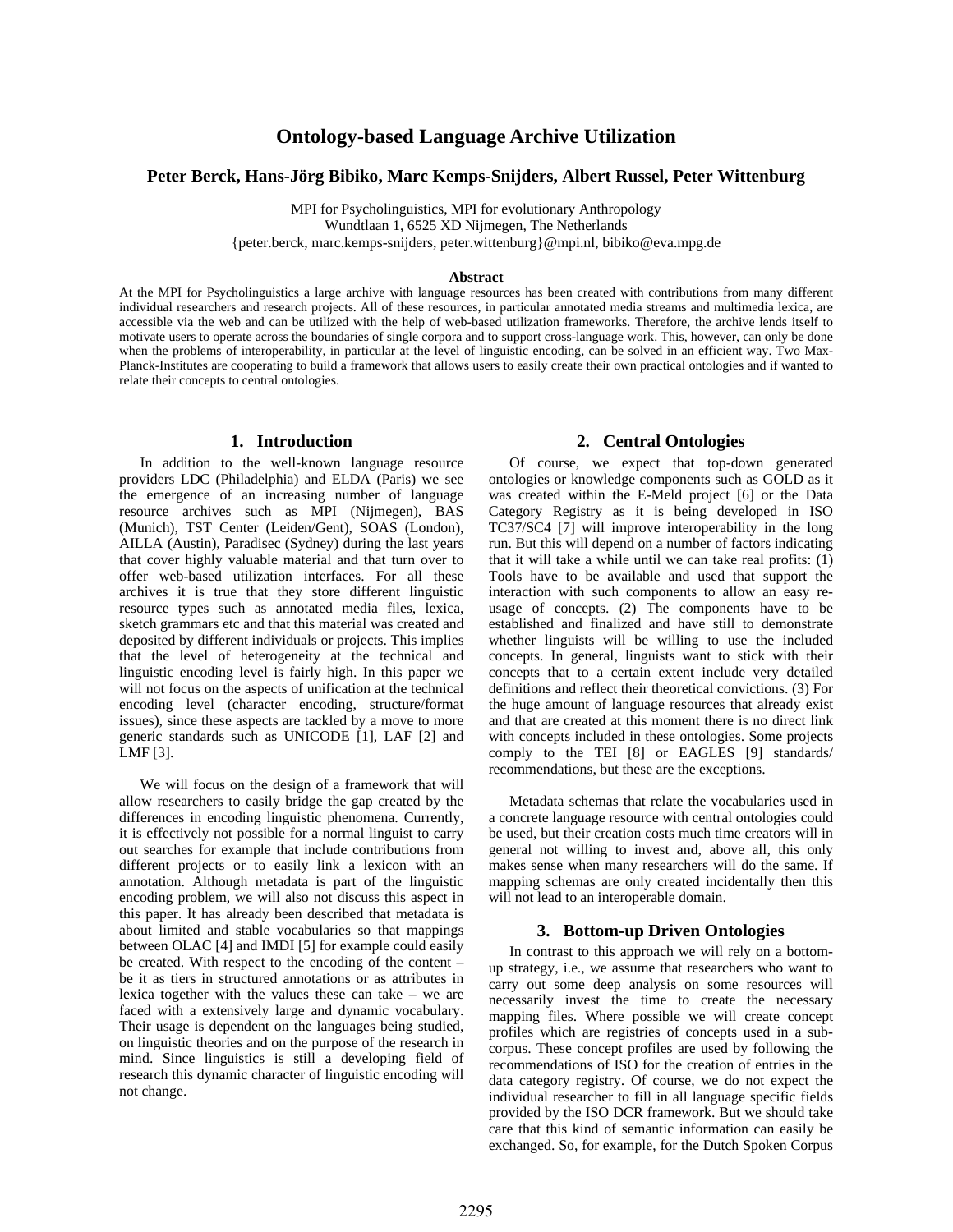# Ontology-based Language Archive Utilization

**Peter Berck, Hans-Jörg Bibiko, Marc Kemps-Snijders, Albert Russel, Peter Wittenburg**

MPI for Psycholinguistics, MPI for evolutionary Anthropology
Wundtlaan 1, 6525 XD Nijmegen, The Netherlands
{peter.berck, marc.kemps-snijders, peter.wittenburg}@mpi.nl, bibiko@eva.mpg.de

### Abstract

At the MPI for Psycholinguistics a large archive with language resources has been created with contributions from many different individual researchers and research projects. All of these resources, in particular annotated media streams and multimedia lexica, are accessible via the web and can be utilized with the help of web-based utilization frameworks. Therefore, the archive lends itself to motivate users to operate across the boundaries of single corpora and to support cross-language work. This, however, can only be done when the problems of interoperability, in particular at the level of linguistic encoding, can be solved in an efficient way. Two Max-Planck-Institutes are cooperating to build a framework that allows users to easily create their own practical ontologies and if wanted to relate their concepts to central ontologies.

## 1. Introduction

In addition to the well-known language resource providers LDC (Philadelphia) and ELDA (Paris) we see the emergence of an increasing number of language resource archives such as MPI (Nijmegen), BAS (Munich), TST Center (Leiden/Gent), SOAS (London), AILLA (Austin), Paradisec (Sydney) during the last years that cover highly valuable material and that turn over to offer web-based utilization interfaces. For all these archives it is true that they store different linguistic resource types such as annotated media files, lexica, sketch grammars etc and that this material was created and deposited by different individuals or projects. This implies that the level of heterogeneity at the technical and linguistic encoding level is fairly high. In this paper we will not focus on the aspects of unification at the technical encoding level (character encoding, structure/format issues), since these aspects are tackled by a move to more generic standards such as UNICODE [1], LAF [2] and LMF [3].

We will focus on the design of a framework that will allow researchers to easily bridge the gap created by the differences in encoding linguistic phenomena. Currently, it is effectively not possible for a normal linguist to carry out searches for example that include contributions from different projects or to easily link a lexicon with an annotation. Although metadata is part of the linguistic encoding problem, we will also not discuss this aspect in this paper. It has already been described that metadata is about limited and stable vocabularies so that mappings between OLAC [4] and IMDI [5] for example could easily be created. With respect to the encoding of the content – be it as tiers in structured annotations or as attributes in lexica together with the values these can take – we are faced with a extensively large and dynamic vocabulary. Their usage is dependent on the languages being studied, on linguistic theories and on the purpose of the research in mind. Since linguistics is still a developing field of research this dynamic character of linguistic encoding will not change.

## 2. Central Ontologies

Of course, we expect that top-down generated ontologies or knowledge components such as GOLD as it was created within the E-Meld project [6] or the Data Category Registry as it is being developed in ISO TC37/SC4 [7] will improve interoperability in the long run. But this will depend on a number of factors indicating that it will take a while until we can take real profits: (1) Tools have to be available and used that support the interaction with such components to allow an easy re-usage of concepts. (2) The components have to be established and finalized and have still to demonstrate whether linguists will be willing to use the included concepts. In general, linguists want to stick with their concepts that to a certain extent include very detailed definitions and reflect their theoretical convictions. (3) For the huge amount of language resources that already exist and that are created at this moment there is no direct link with concepts included in these ontologies. Some projects comply to the TEI [8] or EAGLES [9] standards/ recommendations, but these are the exceptions.

Metadata schemas that relate the vocabularies used in a concrete language resource with central ontologies could be used, but their creation costs much time creators will in general not willing to invest and, above all, this only makes sense when many researchers will do the same. If mapping schemas are only created incidentally then this will not lead to an interoperable domain.

## 3. Bottom-up Driven Ontologies

In contrast to this approach we will rely on a bottom-up strategy, i.e., we assume that researchers who want to carry out some deep analysis on some resources will necessarily invest the time to create the necessary mapping files. Where possible we will create concept profiles which are registries of concepts used in a sub-corpus. These concept profiles are used by following the recommendations of ISO for the creation of entries in the data category registry. Of course, we do not expect the individual researcher to fill in all language specific fields provided by the ISO DCR framework. But we should take care that this kind of semantic information can easily be exchanged. So, for example, for the Dutch Spoken Corpus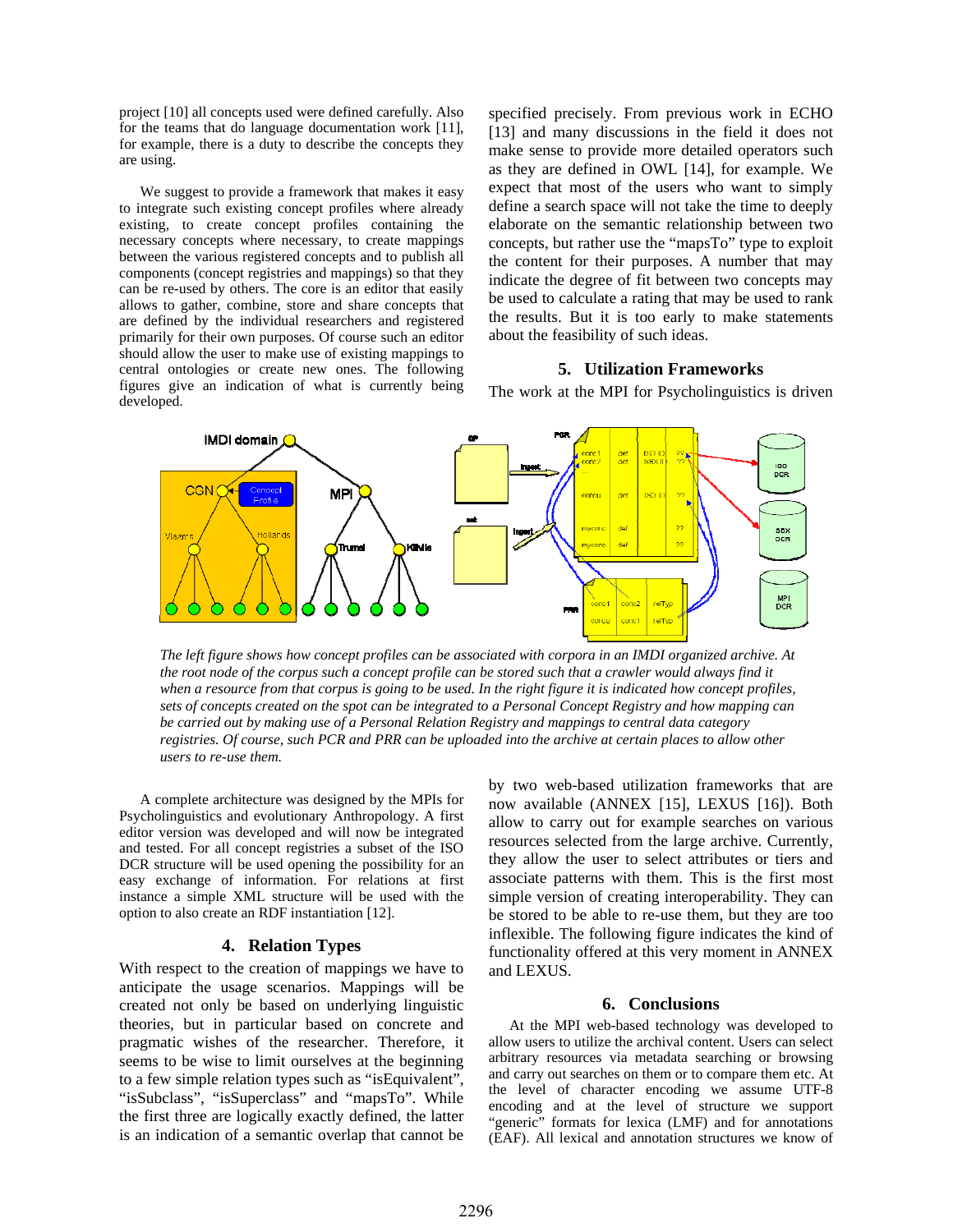project [10] all concepts used were defined carefully. Also for the teams that do language documentation work [11], for example, there is a duty to describe the concepts they are using.

We suggest to provide a framework that makes it easy to integrate such existing concept profiles where already existing, to create concept profiles containing the necessary concepts where necessary, to create mappings between the various registered concepts and to publish all components (concept registries and mappings) so that they can be re-used by others. The core is an editor that easily allows to gather, combine, store and share concepts that are defined by the individual researchers and registered primarily for their own purposes. Of course such an editor should allow the user to make use of existing mappings to central ontologies or create new ones. The following figures give an indication of what is currently being developed.

*The left figure shows how concept profiles can be associated with corpora in an IMDI organized archive. At the root node of the corpus such a concept profile can be stored such that a crawler would always find it when a resource from that corpus is going to be used. In the right figure it is indicated how concept profiles, sets of concepts created on the spot can be integrated to a Personal Concept Registry and how mapping can be carried out by making use of a Personal Relation Registry and mappings to central data category registries. Of course, such PCR and PRR can be uploaded into the archive at certain places to allow other users to re-use them.*

A complete architecture was designed by the MPIs for Psycholinguistics and evolutionary Anthropology. A first editor version was developed and will now be integrated and tested. For all concept registries a subset of the ISO DCR structure will be used opening the possibility for an easy exchange of information. For relations at first instance a simple XML structure will be used with the option to also create an RDF instantiation [12].

## 4. Relation Types

With respect to the creation of mappings we have to anticipate the usage scenarios. Mappings will be created not only be based on underlying linguistic theories, but in particular based on concrete and pragmatic wishes of the researcher. Therefore, it seems to be wise to limit ourselves at the beginning to a few simple relation types such as "isEquivalent", "isSubclass", "isSuperclass" and "mapsTo". While the first three are logically exactly defined, the latter is an indication of a semantic overlap that cannot be specified precisely. From previous work in ECHO [13] and many discussions in the field it does not make sense to provide more detailed operators such as they are defined in OWL [14], for example. We expect that most of the users who want to simply define a search space will not take the time to deeply elaborate on the semantic relationship between two concepts, but rather use the "mapsTo" type to exploit the content for their purposes. A number that may indicate the degree of fit between two concepts may be used to calculate a rating that may be used to rank the results. But it is too early to make statements about the feasibility of such ideas.

## 5. Utilization Frameworks

The work at the MPI for Psycholinguistics is driven by two web-based utilization frameworks that are now available (ANNEX [15], LEXUS [16]). Both allow to carry out for example searches on various resources selected from the large archive. Currently, they allow the user to select attributes or tiers and associate patterns with them. This is the first most simple version of creating interoperability. They can be stored to be able to re-use them, but they are too inflexible. The following figure indicates the kind of functionality offered at this very moment in ANNEX and LEXUS.

## 6. Conclusions

At the MPI web-based technology was developed to allow users to utilize the archival content. Users can select arbitrary resources via metadata searching or browsing and carry out searches on them or to compare them etc. At the level of character encoding we assume UTF-8 encoding and at the level of structure we support "generic" formats for lexica (LMF) and for annotations (EAF). All lexical and annotation structures we know of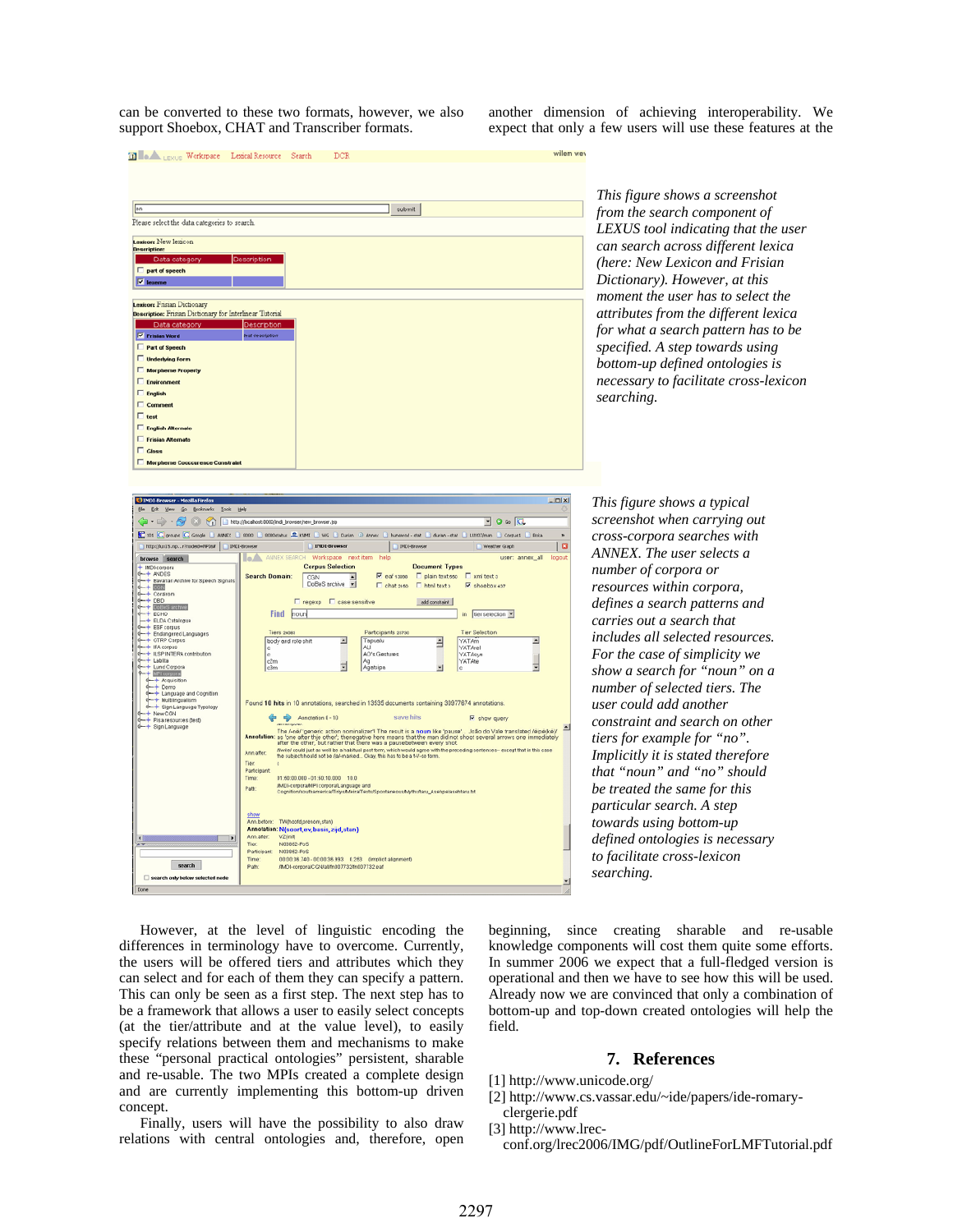can be converted to these two formats, however, we also support Shoebox, CHAT and Transcriber formats.

another dimension of achieving interoperability. We expect that only a few users will use these features at the

*This figure shows a screenshot from the search component of LEXUS tool indicating that the user can search across different lexica (here: New Lexicon and Frisian Dictionary). However, at this moment the user has to select the attributes from the different lexica for what a search pattern has to be specified. A step towards using bottom-up defined ontologies is necessary to facilitate cross-lexicon searching.*

*This figure shows a typical screenshot when carrying out cross-corpora searches with ANNEX. The user selects a number of corpora or resources within corpora, defines a search patterns and carries out a search that includes all selected resources. For the case of simplicity we show a search for "noun" on a number of selected tiers. The user could add another constraint and search on other tiers for example for "no". Implicitly it is stated therefore that "noun" and "no" should be treated the same for this particular search. A step towards using bottom-up defined ontologies is necessary to facilitate cross-lexicon searching.*

However, at the level of linguistic encoding the differences in terminology have to overcome. Currently, the users will be offered tiers and attributes which they can select and for each of them they can specify a pattern. This can only be seen as a first step. The next step has to be a framework that allows a user to easily select concepts (at the tier/attribute and at the value level), to easily specify relations between them and mechanisms to make these "personal practical ontologies" persistent, sharable and re-usable. The two MPIs created a complete design and are currently implementing this bottom-up driven concept.

Finally, users will have the possibility to also draw relations with central ontologies and, therefore, open beginning, since creating sharable and re-usable knowledge components will cost them quite some efforts. In summer 2006 we expect that a full-fledged version is operational and then we have to see how this will be used. Already now we are convinced that only a combination of bottom-up and top-down created ontologies will help the field.

## 7. References

[1] http://www.unicode.org/
[2] http://www.cs.vassar.edu/~ide/papers/ide-romary-clergerie.pdf
[3] http://www.lrec-conf.org/lrec2006/IMG/pdf/OutlineForLMFTutorial.pdf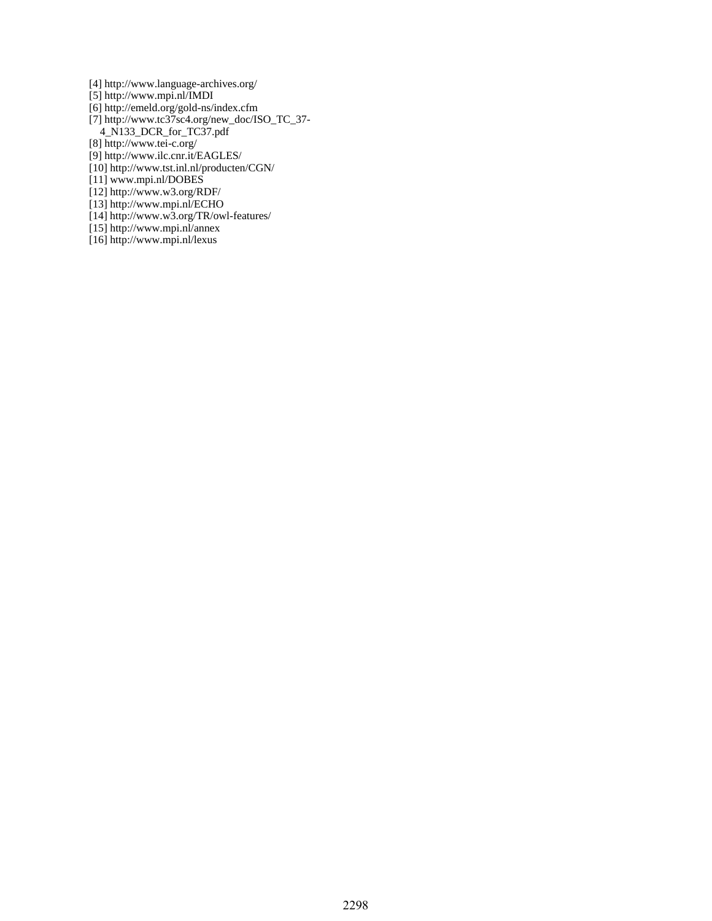[4] http://www.language-archives.org/  
[5] http://www.mpi.nl/IMDI  
[6] http://emeld.org/gold-ns/index.cfm  
[7] http://www.tc37sc4.org/new_doc/ISO_TC_37-4_N133_DCR_for_TC37.pdf  
[8] http://www.tei-c.org/  
[9] http://www.ilc.cnr.it/EAGLES/  
[10] http://www.tst.inl.nl/producten/CGN/  
[11] www.mpi.nl/DOBES  
[12] http://www.w3.org/RDF/  
[13] http://www.mpi.nl/ECHO  
[14] http://www.w3.org/TR/owl-features/  
[15] http://www.mpi.nl/annex  
[16] http://www.mpi.nl/lexus